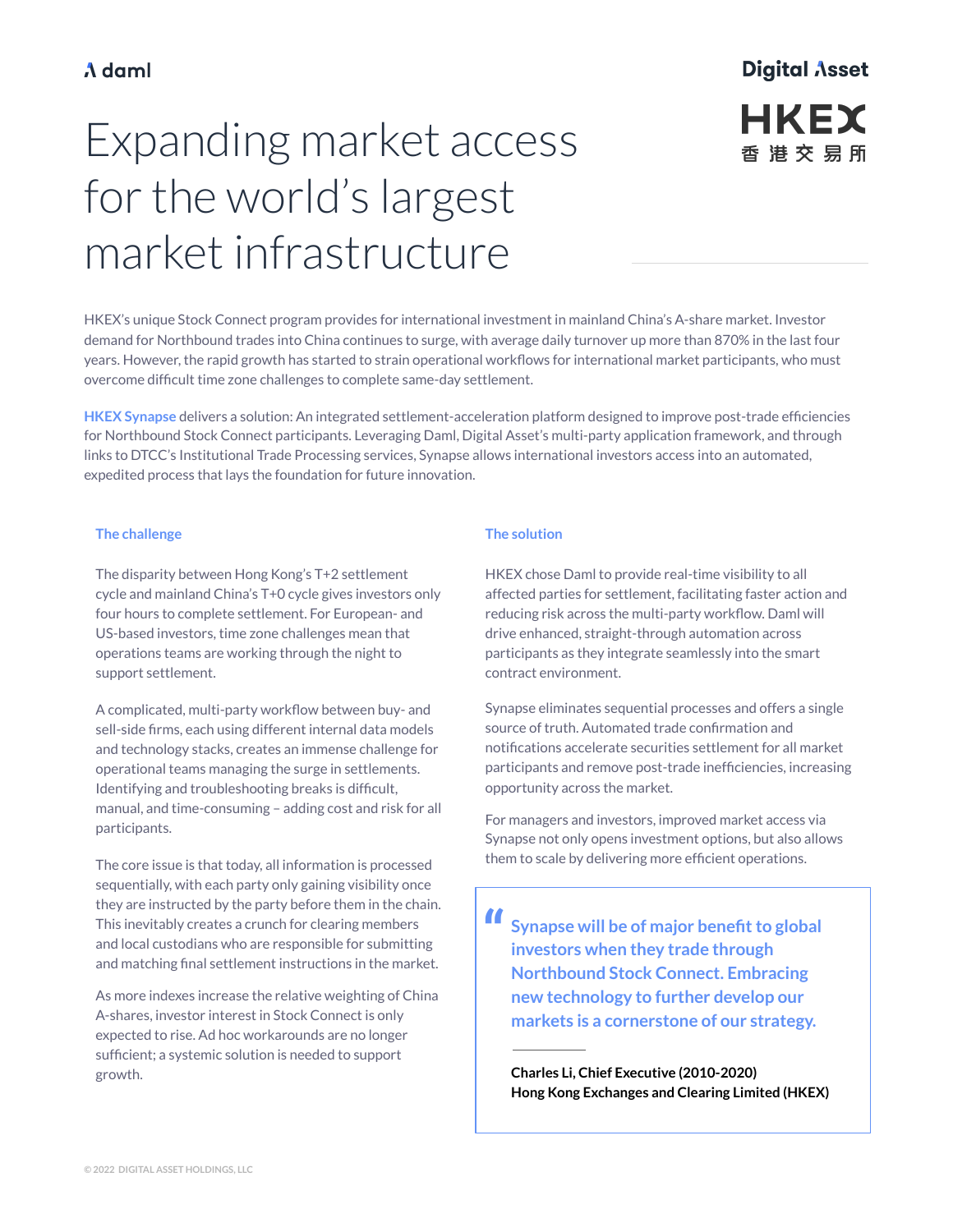# Expanding market access for the world's largest market infrastructure

HKEX's unique Stock Connect program provides for international investment in mainland China's A-share market. Investor demand for Northbound trades into China continues to surge, with average daily turnover up more than 870% in the last four years. However, the rapid growth has started to strain operational workflows for international market participants, who must overcome difficult time zone challenges to complete same-day settlement.

**HKEX Synapse** delivers a solution: An integrated settlement-acceleration platform designed to improve post-trade efficiencies for Northbound Stock Connect participants. Leveraging Daml, Digital Asset's multi-party application framework, and through links to DTCC's Institutional Trade Processing services, Synapse allows international investors access into an automated, expedited process that lays the foundation for future innovation.

## The challenge

The disparity between Hong Kong's T+2 settlement cycle and mainland China's T+0 cycle gives investors only four hours to complete settlement. For European- and US-based investors, time zone challenges mean that operations teams are working through the night to support settlement.

A complicated, multi-party workflow between buy- and sell-side firms, each using different internal data models and technology stacks, creates an immense challenge for operational teams managing the surge in settlements. Identifying and troubleshooting breaks is difficult, manual, and time-consuming – adding cost and risk for all participants.

The core issue is that today, all information is processed sequentially, with each party only gaining visibility once they are instructed by the party before them in the chain. This inevitably creates a crunch for clearing members and local custodians who are responsible for submitting and matching final settlement instructions in the market.

As more indexes increase the relative weighting of China A-shares, investor interest in Stock Connect is only expected to rise. Ad hoc workarounds are no longer sufficient; a systemic solution is needed to support growth.

## The solution

HKEX chose Daml to provide real-time visibility to all affected parties for settlement, facilitating faster action and reducing risk across the multi-party workflow. Daml will drive enhanced, straight-through automation across participants as they integrate seamlessly into the smart contract environment.

Synapse eliminates sequential processes and offers a single source of truth. Automated trade confirmation and notifications accelerate securities settlement for all market participants and remove post-trade inefficiencies, increasing opportunity across the market.

For managers and investors, improved market access via Synapse not only opens investment options, but also allows them to scale by delivering more efficient operations.

> "Synapse will be of major benefit to global investors when they trade through Northbound Stock Connect. Embracing new technology to further develop our markets is a cornerstone of our strategy.
>
> **Charles Li, Chief Executive (2010-2020)**
> **Hong Kong Exchanges and Clearing Limited (HKEX)**

© 2022 DIGITAL ASSET HOLDINGS, LLC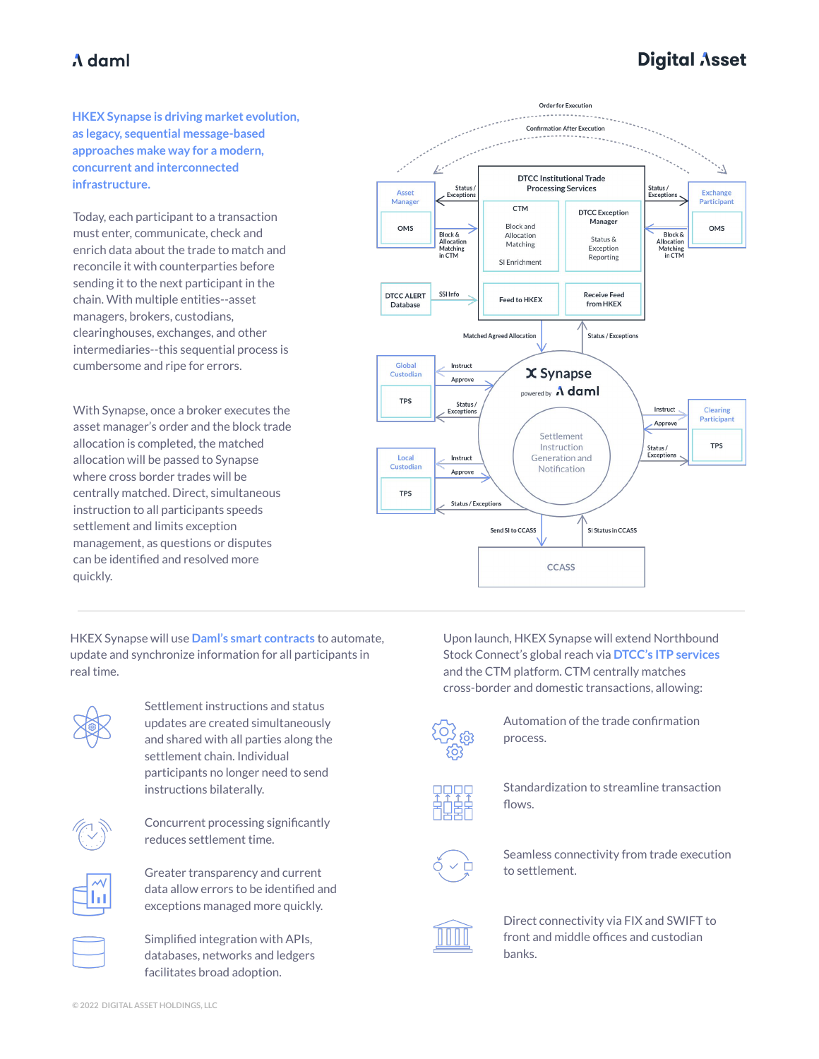HKEX Synapse is driving market evolution, as legacy, sequential message-based approaches make way for a modern, concurrent and interconnected infrastructure.

Today, each participant to a transaction must enter, communicate, check and enrich data about the trade to match and reconcile it with counterparties before sending it to the next participant in the chain. With multiple entities--asset managers, brokers, custodians, clearinghouses, exchanges, and other intermediaries--this sequential process is cumbersome and ripe for errors.

With Synapse, once a broker executes the asset manager's order and the block trade allocation is completed, the matched allocation will be passed to Synapse where cross border trades will be centrally matched. Direct, simultaneous instruction to all participants speeds settlement and limits exception management, as questions or disputes can be identified and resolved more quickly.

Order for Execution

Confirmation After Execution

Asset Manager — OMS

Exchange Participant — OMS

DTCC Institutional Trade Processing Services
- CTM: Block and Allocation Matching; SI Enrichment
- DTCC Exception Manager: Status & Exception Reporting
- Feed to HKEX
- Receive Feed from HKEX

Status / Exceptions

Block & Allocation Matching in CTM

DTCC ALERT Database — SSI Info

Matched Agreed Allocation

Status / Exceptions

Synapse powered by daml — Settlement Instruction Generation and Notification

Global Custodian — TPS: Instruct; Approve; Status / Exceptions

Local Custodian — TPS: Instruct; Approve; Status / Exceptions

Clearing Participant — TPS: Instruct; Approve; Status / Exceptions

Send SI to CCASS

SI Status in CCASS

CCASS

HKEX Synapse will use Daml's smart contracts to automate, update and synchronize information for all participants in real time.

- Settlement instructions and status updates are created simultaneously and shared with all parties along the settlement chain. Individual participants no longer need to send instructions bilaterally.
- Concurrent processing significantly reduces settlement time.
- Greater transparency and current data allow errors to be identified and exceptions managed more quickly.
- Simplified integration with APIs, databases, networks and ledgers facilitates broad adoption.

Upon launch, HKEX Synapse will extend Northbound Stock Connect's global reach via DTCC's ITP services and the CTM platform. CTM centrally matches cross-border and domestic transactions, allowing:

- Automation of the trade confirmation process.
- Standardization to streamline transaction flows.
- Seamless connectivity from trade execution to settlement.
- Direct connectivity via FIX and SWIFT to front and middle offices and custodian banks.

© 2022 DIGITAL ASSET HOLDINGS, LLC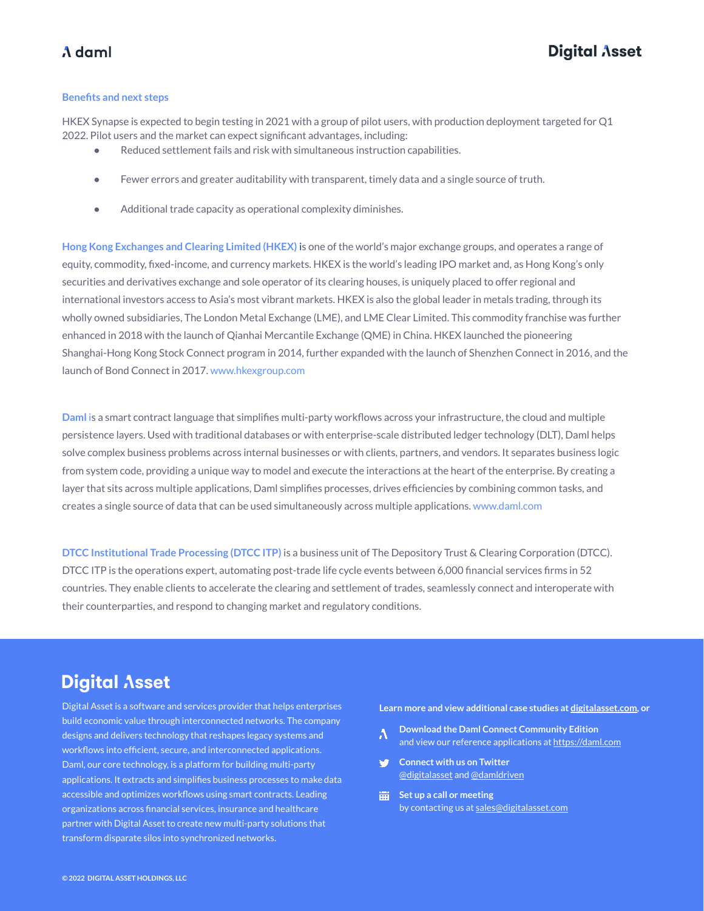### Benefits and next steps

HKEX Synapse is expected to begin testing in 2021 with a group of pilot users, with production deployment targeted for Q1 2022. Pilot users and the market can expect significant advantages, including:

- Reduced settlement fails and risk with simultaneous instruction capabilities.
- Fewer errors and greater auditability with transparent, timely data and a single source of truth.
- Additional trade capacity as operational complexity diminishes.

**Hong Kong Exchanges and Clearing Limited (HKEX)** is one of the world's major exchange groups, and operates a range of equity, commodity, fixed-income, and currency markets. HKEX is the world's leading IPO market and, as Hong Kong's only securities and derivatives exchange and sole operator of its clearing houses, is uniquely placed to offer regional and international investors access to Asia's most vibrant markets. HKEX is also the global leader in metals trading, through its wholly owned subsidiaries, The London Metal Exchange (LME), and LME Clear Limited. This commodity franchise was further enhanced in 2018 with the launch of Qianhai Mercantile Exchange (QME) in China. HKEX launched the pioneering Shanghai-Hong Kong Stock Connect program in 2014, further expanded with the launch of Shenzhen Connect in 2016, and the launch of Bond Connect in 2017. www.hkexgroup.com

**Daml** is a smart contract language that simplifies multi-party workflows across your infrastructure, the cloud and multiple persistence layers. Used with traditional databases or with enterprise-scale distributed ledger technology (DLT), Daml helps solve complex business problems across internal businesses or with clients, partners, and vendors. It separates business logic from system code, providing a unique way to model and execute the interactions at the heart of the enterprise. By creating a layer that sits across multiple applications, Daml simplifies processes, drives efficiencies by combining common tasks, and creates a single source of data that can be used simultaneously across multiple applications. www.daml.com

**DTCC Institutional Trade Processing (DTCC ITP)** is a business unit of The Depository Trust & Clearing Corporation (DTCC). DTCC ITP is the operations expert, automating post-trade life cycle events between 6,000 financial services firms in 52 countries. They enable clients to accelerate the clearing and settlement of trades, seamlessly connect and interoperate with their counterparties, and respond to changing market and regulatory conditions.

## Digital Asset

Digital Asset is a software and services provider that helps enterprises build economic value through interconnected networks. The company designs and delivers technology that reshapes legacy systems and workflows into efficient, secure, and interconnected applications. Daml, our core technology, is a platform for building multi-party applications. It extracts and simplifies business processes to make data accessible and optimizes workflows using smart contracts. Leading organizations across financial services, insurance and healthcare partner with Digital Asset to create new multi-party solutions that transform disparate silos into synchronized networks.

**Learn more and view additional case studies at digitalasset.com, or**

- **Download the Daml Connect Community Edition**
  and view our reference applications at https://daml.com
- **Connect with us on Twitter**
  @digitalasset and @damldriven
- **Set up a call or meeting**
  by contacting us at sales@digitalasset.com

© 2022 DIGITAL ASSET HOLDINGS, LLC